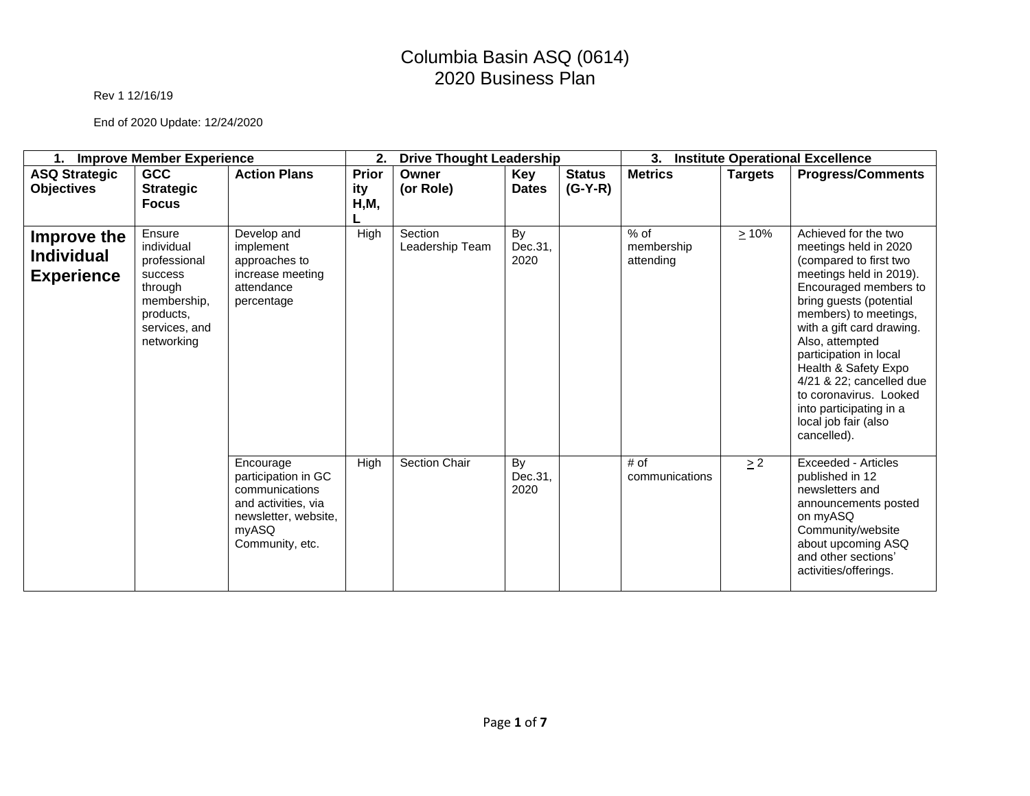# Columbia Basin ASQ (0614)
# 2020 Business Plan

Rev 1 12/16/19

End of 2020 Update: 12/24/2020

| 1. Improve Member Experience | | | 2. Drive Thought Leadership | | | | 3. Institute Operational Excellence | | |
|---|---|---|---|---|---|---|---|---|---|
| **ASQ Strategic Objectives** | **GCC Strategic Focus** | **Action Plans** | **Priority H,M, L** | **Owner (or Role)** | **Key Dates** | **Status (G-Y-R)** | **Metrics** | **Targets** | **Progress/Comments** |
| **Improve the Individual Experience** | Ensure individual professional success through membership, products, services, and networking | Develop and implement approaches to increase meeting attendance percentage | High | Section Leadership Team | By Dec.31, 2020 | | % of membership attending | ≥ 10% | Achieved for the two meetings held in 2020 (compared to first two meetings held in 2019). Encouraged members to bring guests (potential members) to meetings, with a gift card drawing. Also, attempted participation in local Health & Safety Expo 4/21 & 22; cancelled due to coronavirus. Looked into participating in a local job fair (also cancelled). |
| | | Encourage participation in GC communications and activities, via newsletter, website, myASQ Community, etc. | High | Section Chair | By Dec.31, 2020 | | # of communications | ≥ 2 | Exceeded - Articles published in 12 newsletters and announcements posted on myASQ Community/website about upcoming ASQ and other sections' activities/offerings. |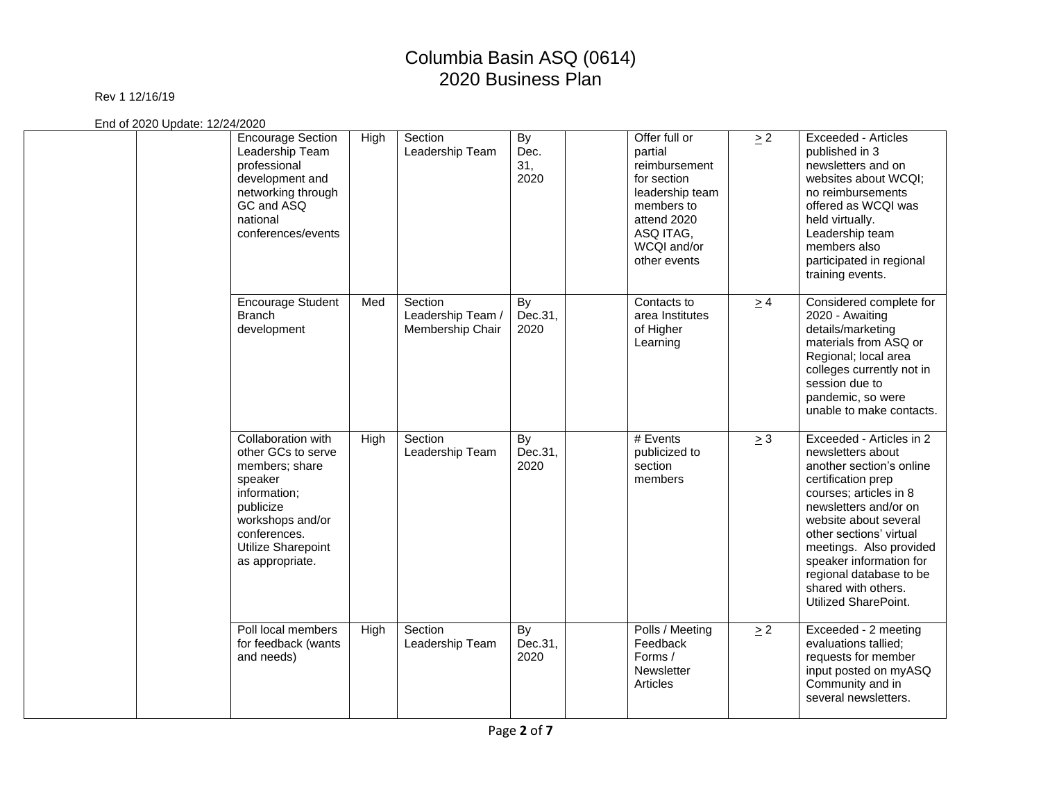# Columbia Basin ASQ (0614)
# 2020 Business Plan

Rev 1 12/16/19

End of 2020 Update: 12/24/2020

| | | | | | | | | | |
|---|---|---|---|---|---|---|---|---|---|
| | | Encourage Section Leadership Team professional development and networking through GC and ASQ national conferences/events | High | Section Leadership Team | By Dec. 31, 2020 | | Offer full or partial reimbursement for section leadership team members to attend 2020 ASQ ITAG, WCQI and/or other events | ≥ 2 | Exceeded - Articles published in 3 newsletters and on websites about WCQI; no reimbursements offered as WCQI was held virtually. Leadership team members also participated in regional training events. |
| | | Encourage Student Branch development | Med | Section Leadership Team / Membership Chair | By Dec.31, 2020 | | Contacts to area Institutes of Higher Learning | ≥ 4 | Considered complete for 2020 - Awaiting details/marketing materials from ASQ or Regional; local area colleges currently not in session due to pandemic, so were unable to make contacts. |
| | | Collaboration with other GCs to serve members; share speaker information; publicize workshops and/or conferences. Utilize Sharepoint as appropriate. | High | Section Leadership Team | By Dec.31, 2020 | | # Events publicized to section members | ≥ 3 | Exceeded - Articles in 2 newsletters about another section's online certification prep courses; articles in 8 newsletters and/or on website about several other sections' virtual meetings. Also provided speaker information for regional database to be shared with others. Utilized SharePoint. |
| | | Poll local members for feedback (wants and needs) | High | Section Leadership Team | By Dec.31, 2020 | | Polls / Meeting Feedback Forms / Newsletter Articles | ≥ 2 | Exceeded - 2 meeting evaluations tallied; requests for member input posted on myASQ Community and in several newsletters. |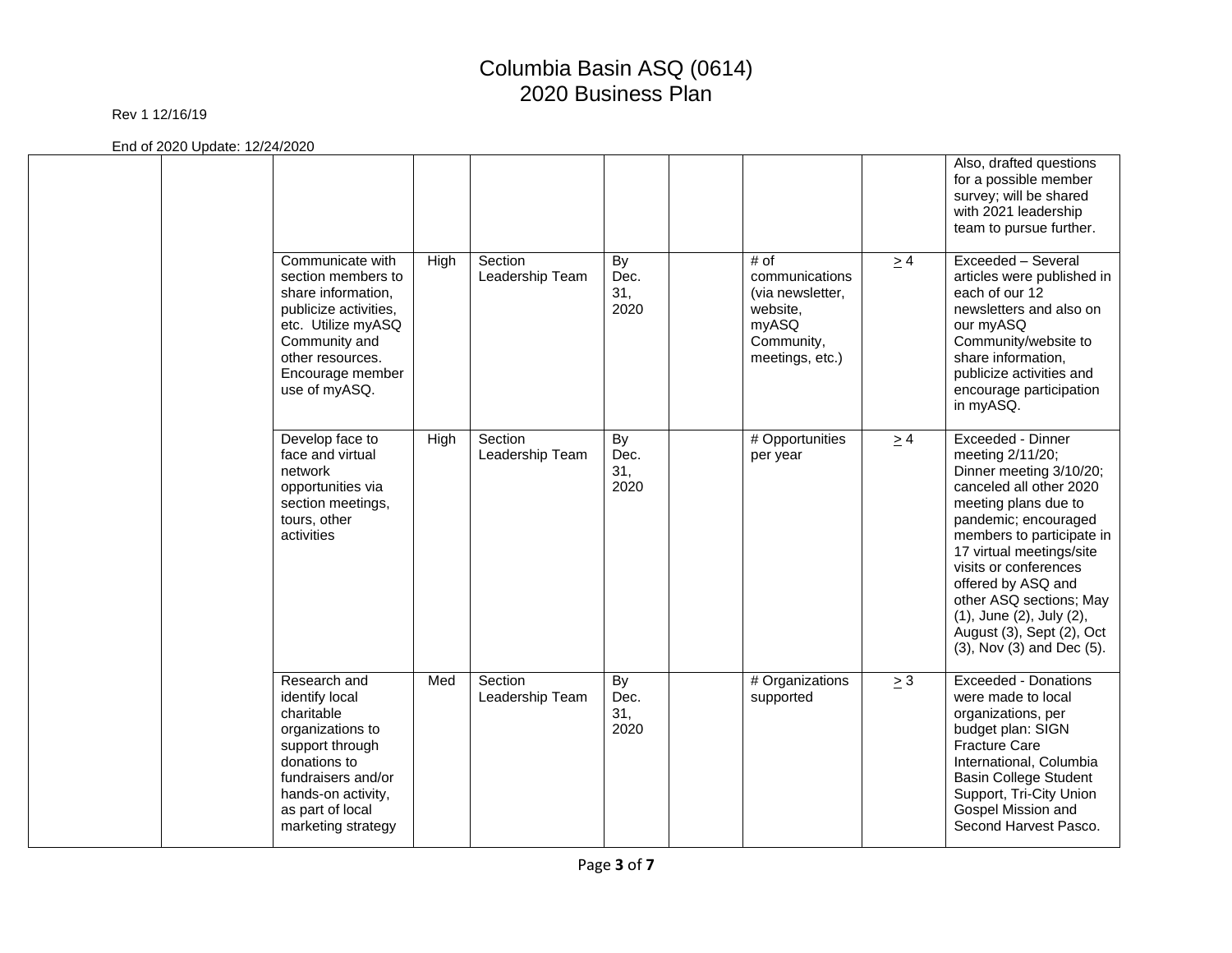# Columbia Basin ASQ (0614)
# 2020 Business Plan

Rev 1 12/16/19

End of 2020 Update: 12/24/2020

| | | | | | | | | | |
|---|---|---|---|---|---|---|---|---|---|
| | | | | | | | | | Also, drafted questions for a possible member survey; will be shared with 2021 leadership team to pursue further. |
| | | Communicate with section members to share information, publicize activities, etc. Utilize myASQ Community and other resources. Encourage member use of myASQ. | High | Section Leadership Team | By Dec. 31, 2020 | | # of communications (via newsletter, website, myASQ Community, meetings, etc.) | ≥ 4 | Exceeded – Several articles were published in each of our 12 newsletters and also on our myASQ Community/website to share information, publicize activities and encourage participation in myASQ. |
| | | Develop face to face and virtual network opportunities via section meetings, tours, other activities | High | Section Leadership Team | By Dec. 31, 2020 | | # Opportunities per year | ≥ 4 | Exceeded - Dinner meeting 2/11/20; Dinner meeting 3/10/20; canceled all other 2020 meeting plans due to pandemic; encouraged members to participate in 17 virtual meetings/site visits or conferences offered by ASQ and other ASQ sections; May (1), June (2), July (2), August (3), Sept (2), Oct (3), Nov (3) and Dec (5). |
| | | Research and identify local charitable organizations to support through donations to fundraisers and/or hands-on activity, as part of local marketing strategy | Med | Section Leadership Team | By Dec. 31, 2020 | | # Organizations supported | ≥ 3 | Exceeded - Donations were made to local organizations, per budget plan: SIGN Fracture Care International, Columbia Basin College Student Support, Tri-City Union Gospel Mission and Second Harvest Pasco. |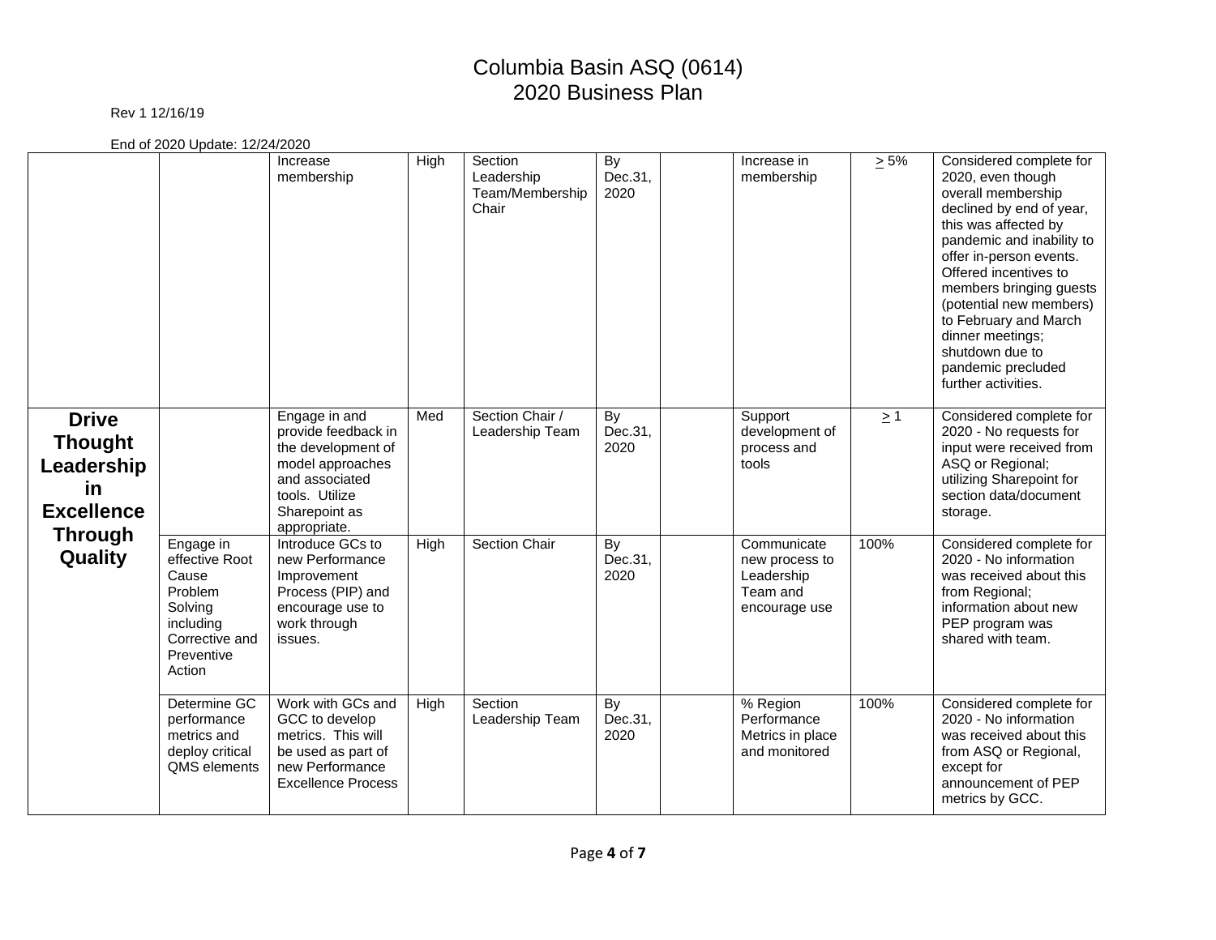# Columbia Basin ASQ (0614)
# 2020 Business Plan

Rev 1 12/16/19

End of 2020 Update: 12/24/2020

| | | | | | | | | | |
|---|---|---|---|---|---|---|---|---|---|
| | | Increase membership | High | Section Leadership Team/Membership Chair | By Dec.31, 2020 | | Increase in membership | ≥ 5% | Considered complete for 2020, even though overall membership declined by end of year, this was affected by pandemic and inability to offer in-person events. Offered incentives to members bringing guests (potential new members) to February and March dinner meetings; shutdown due to pandemic precluded further activities. |
| **Drive Thought Leadership in Excellence Through Quality** | | Engage in and provide feedback in the development of model approaches and associated tools. Utilize Sharepoint as appropriate. | Med | Section Chair / Leadership Team | By Dec.31, 2020 | | Support development of process and tools | ≥ 1 | Considered complete for 2020 - No requests for input were received from ASQ or Regional; utilizing Sharepoint for section data/document storage. |
| | Engage in effective Root Cause Problem Solving including Corrective and Preventive Action | Introduce GCs to new Performance Improvement Process (PIP) and encourage use to work through issues. | High | Section Chair | By Dec.31, 2020 | | Communicate new process to Leadership Team and encourage use | 100% | Considered complete for 2020 - No information was received about this from Regional; information about new PEP program was shared with team. |
| | Determine GC performance metrics and deploy critical QMS elements | Work with GCs and GCC to develop metrics. This will be used as part of new Performance Excellence Process | High | Section Leadership Team | By Dec.31, 2020 | | % Region Performance Metrics in place and monitored | 100% | Considered complete for 2020 - No information was received about this from ASQ or Regional, except for announcement of PEP metrics by GCC. |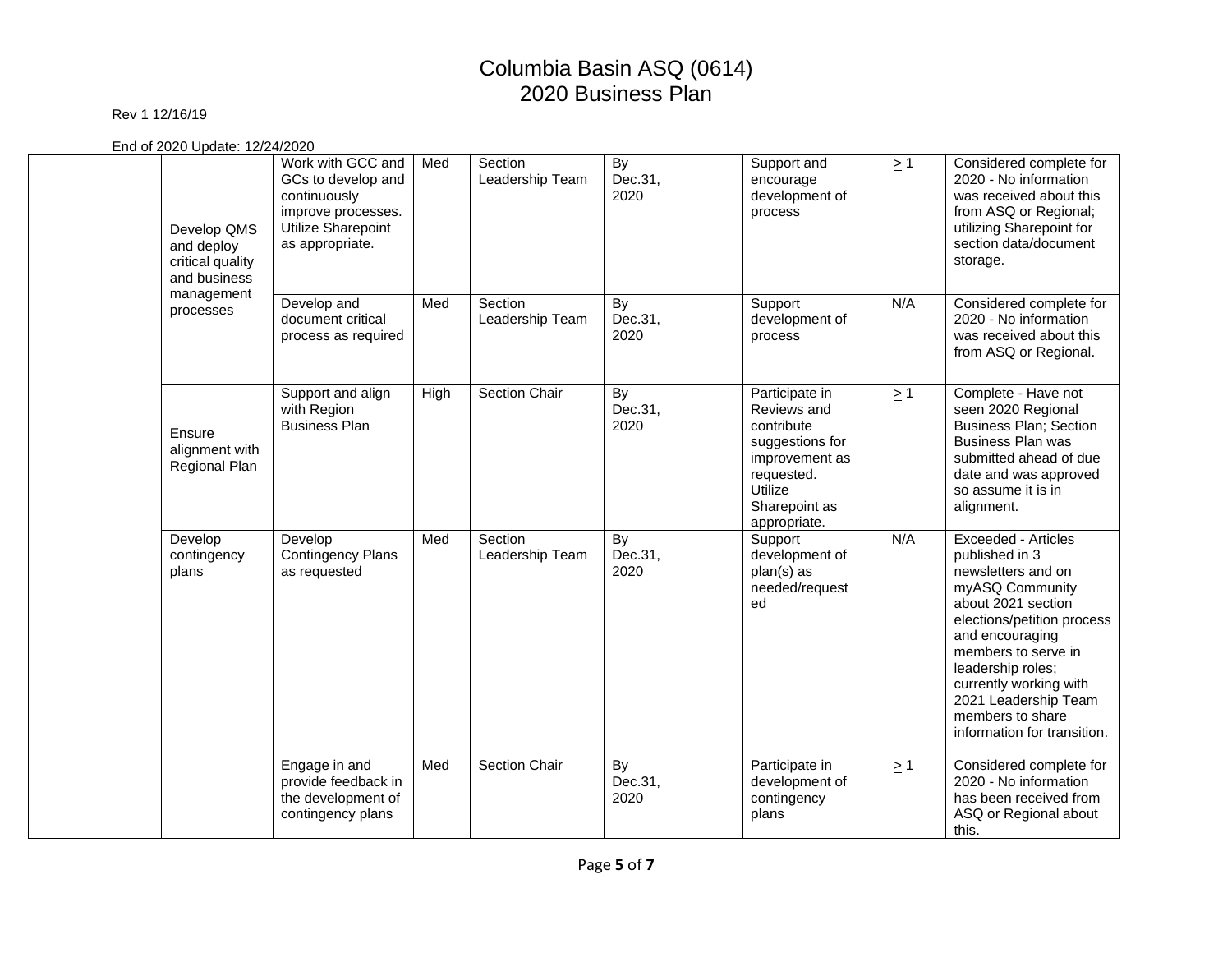# Columbia Basin ASQ (0614)
# 2020 Business Plan

Rev 1 12/16/19

End of 2020 Update: 12/24/2020

| | | | | | | | | | |
|---|---|---|---|---|---|---|---|---|---|
| | Develop QMS and deploy critical quality and business management processes | Work with GCC and GCs to develop and continuously improve processes. Utilize Sharepoint as appropriate. | Med | Section Leadership Team | By Dec.31, 2020 | | Support and encourage development of process | ≥ 1 | Considered complete for 2020 - No information was received about this from ASQ or Regional; utilizing Sharepoint for section data/document storage. |
| | | Develop and document critical process as required | Med | Section Leadership Team | By Dec.31, 2020 | | Support development of process | N/A | Considered complete for 2020 - No information was received about this from ASQ or Regional. |
| | Ensure alignment with Regional Plan | Support and align with Region Business Plan | High | Section Chair | By Dec.31, 2020 | | Participate in Reviews and contribute suggestions for improvement as requested. Utilize Sharepoint as appropriate. | ≥ 1 | Complete - Have not seen 2020 Regional Business Plan; Section Business Plan was submitted ahead of due date and was approved so assume it is in alignment. |
| | Develop contingency plans | Develop Contingency Plans as requested | Med | Section Leadership Team | By Dec.31, 2020 | | Support development of plan(s) as needed/requested | N/A | Exceeded - Articles published in 3 newsletters and on myASQ Community about 2021 section elections/petition process and encouraging members to serve in leadership roles; currently working with 2021 Leadership Team members to share information for transition. |
| | | Engage in and provide feedback in the development of contingency plans | Med | Section Chair | By Dec.31, 2020 | | Participate in development of contingency plans | ≥ 1 | Considered complete for 2020 - No information has been received from ASQ or Regional about this. |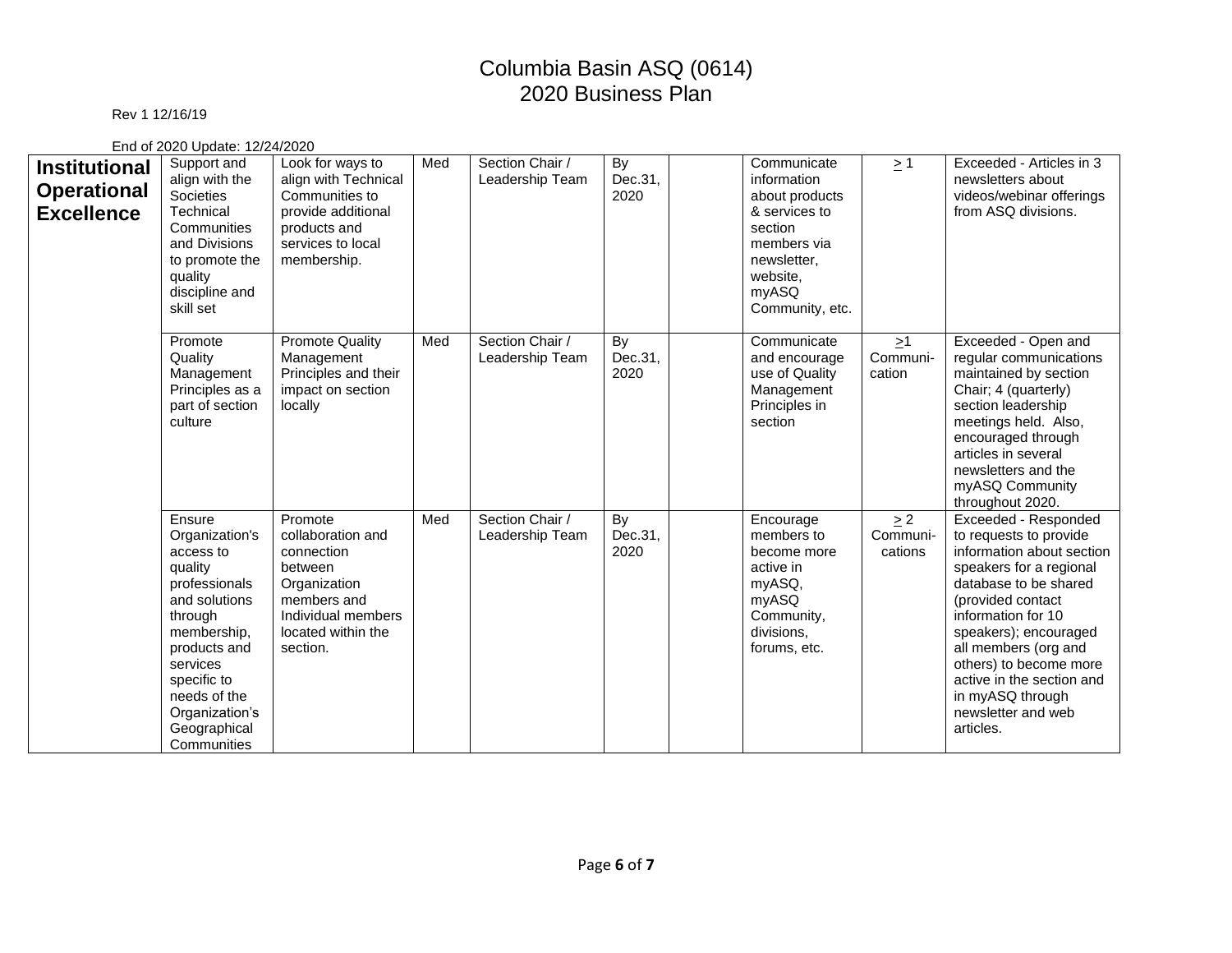# Columbia Basin ASQ (0614)
# 2020 Business Plan

Rev 1 12/16/19

End of 2020 Update: 12/24/2020

| | | | | | | | | | |
|---|---|---|---|---|---|---|---|---|---|
| **Institutional Operational Excellence** | Support and align with the Societies Technical Communities and Divisions to promote the quality discipline and skill set | Look for ways to align with Technical Communities to provide additional products and services to local membership. | Med | Section Chair / Leadership Team | By Dec.31, 2020 | | Communicate information about products & services to section members via newsletter, website, myASQ Community, etc. | ≥ 1 | Exceeded - Articles in 3 newsletters about videos/webinar offerings from ASQ divisions. |
| | Promote Quality Management Principles as a part of section culture | Promote Quality Management Principles and their impact on section locally | Med | Section Chair / Leadership Team | By Dec.31, 2020 | | Communicate and encourage use of Quality Management Principles in section | ≥1 Communication | Exceeded - Open and regular communications maintained by section Chair; 4 (quarterly) section leadership meetings held. Also, encouraged through articles in several newsletters and the myASQ Community throughout 2020. |
| | Ensure Organization's access to quality professionals and solutions through membership, products and services specific to needs of the Organization's Geographical Communities | Promote collaboration and connection between Organization members and Individual members located within the section. | Med | Section Chair / Leadership Team | By Dec.31, 2020 | | Encourage members to become more active in myASQ, myASQ Community, divisions, forums, etc. | ≥ 2 Communications | Exceeded - Responded to requests to provide information about section speakers for a regional database to be shared (provided contact information for 10 speakers); encouraged all members (org and others) to become more active in the section and in myASQ through newsletter and web articles. |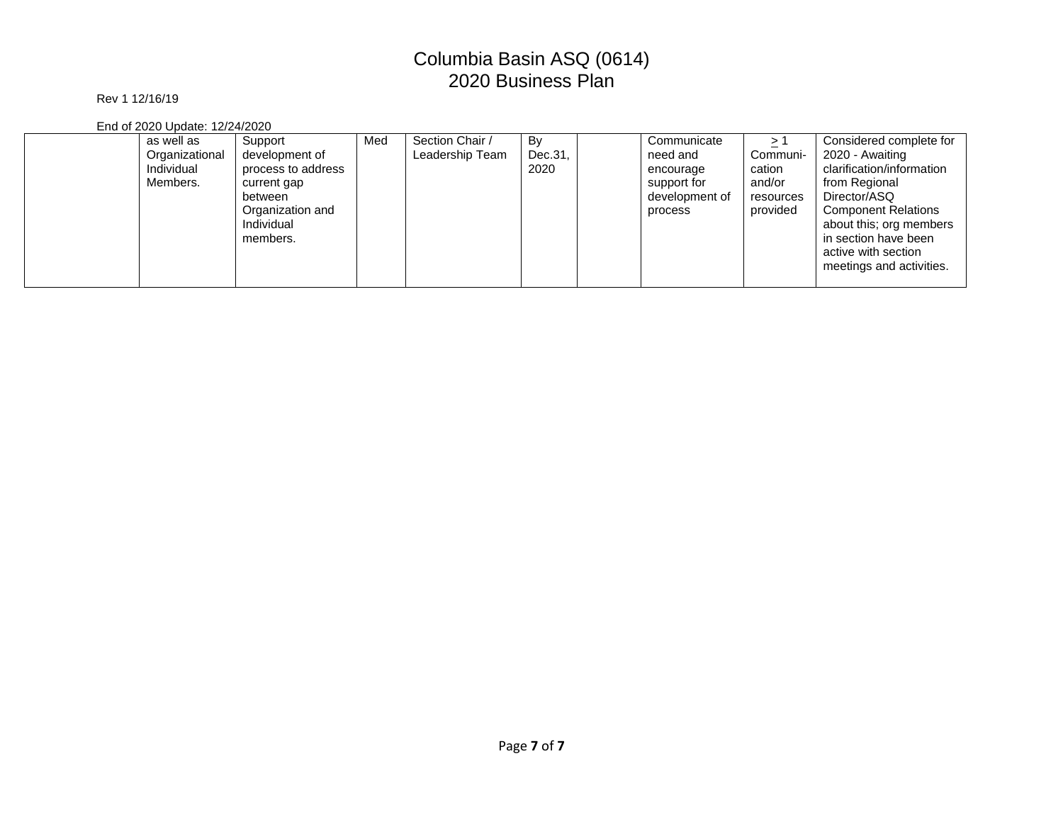Rev 1 12/16/19

End of 2020 Update: 12/24/2020

| | | | | | | | | | |
|---|---|---|---|---|---|---|---|---|---|
| | as well as Organizational Individual Members. | Support development of process to address current gap between Organization and Individual members. | Med | Section Chair / Leadership Team | By Dec.31, 2020 | | Communicate need and encourage support for development of process | ≥ 1 Communi-cation and/or resources provided | Considered complete for 2020 - Awaiting clarification/information from Regional Director/ASQ Component Relations about this; org members in section have been active with section meetings and activities. |